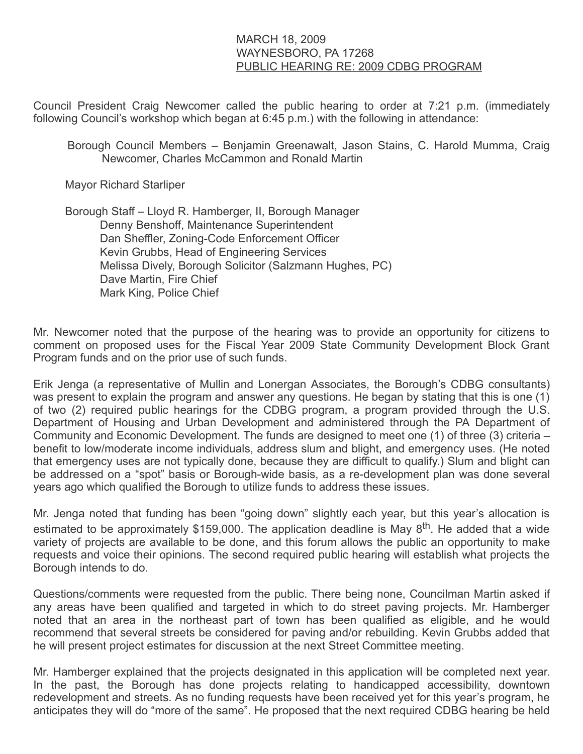MARCH 18, 2009
WAYNESBORO, PA 17268
PUBLIC HEARING RE: 2009 CDBG PROGRAM

Council President Craig Newcomer called the public hearing to order at 7:21 p.m. (immediately following Council's workshop which began at 6:45 p.m.) with the following in attendance:

Borough Council Members – Benjamin Greenawalt, Jason Stains, C. Harold Mumma, Craig Newcomer, Charles McCammon and Ronald Martin

Mayor Richard Starliper

Borough Staff – Lloyd R. Hamberger, II, Borough Manager
Denny Benshoff, Maintenance Superintendent
Dan Sheffler, Zoning-Code Enforcement Officer
Kevin Grubbs, Head of Engineering Services
Melissa Dively, Borough Solicitor (Salzmann Hughes, PC)
Dave Martin, Fire Chief
Mark King, Police Chief

Mr. Newcomer noted that the purpose of the hearing was to provide an opportunity for citizens to comment on proposed uses for the Fiscal Year 2009 State Community Development Block Grant Program funds and on the prior use of such funds.

Erik Jenga (a representative of Mullin and Lonergan Associates, the Borough's CDBG consultants) was present to explain the program and answer any questions. He began by stating that this is one (1) of two (2) required public hearings for the CDBG program, a program provided through the U.S. Department of Housing and Urban Development and administered through the PA Department of Community and Economic Development. The funds are designed to meet one (1) of three (3) criteria – benefit to low/moderate income individuals, address slum and blight, and emergency uses. (He noted that emergency uses are not typically done, because they are difficult to qualify.) Slum and blight can be addressed on a "spot" basis or Borough-wide basis, as a re-development plan was done several years ago which qualified the Borough to utilize funds to address these issues.

Mr. Jenga noted that funding has been "going down" slightly each year, but this year's allocation is estimated to be approximately $159,000. The application deadline is May 8th. He added that a wide variety of projects are available to be done, and this forum allows the public an opportunity to make requests and voice their opinions. The second required public hearing will establish what projects the Borough intends to do.

Questions/comments were requested from the public. There being none, Councilman Martin asked if any areas have been qualified and targeted in which to do street paving projects. Mr. Hamberger noted that an area in the northeast part of town has been qualified as eligible, and he would recommend that several streets be considered for paving and/or rebuilding. Kevin Grubbs added that he will present project estimates for discussion at the next Street Committee meeting.

Mr. Hamberger explained that the projects designated in this application will be completed next year. In the past, the Borough has done projects relating to handicapped accessibility, downtown redevelopment and streets. As no funding requests have been received yet for this year's program, he anticipates they will do "more of the same". He proposed that the next required CDBG hearing be held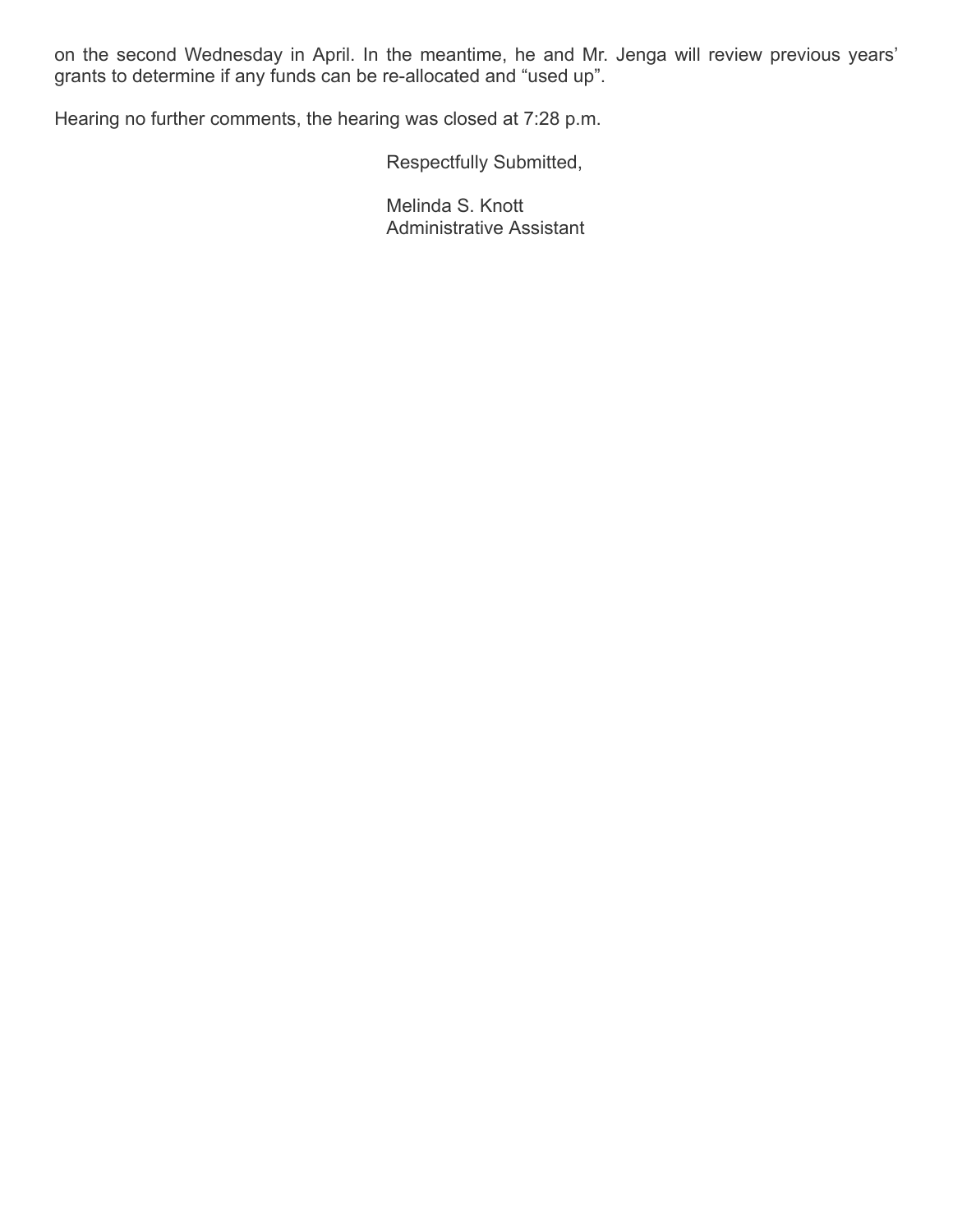on the second Wednesday in April. In the meantime, he and Mr. Jenga will review previous years' grants to determine if any funds can be re-allocated and "used up".

Hearing no further comments, the hearing was closed at 7:28 p.m.

Respectfully Submitted,

Melinda S. Knott
Administrative Assistant